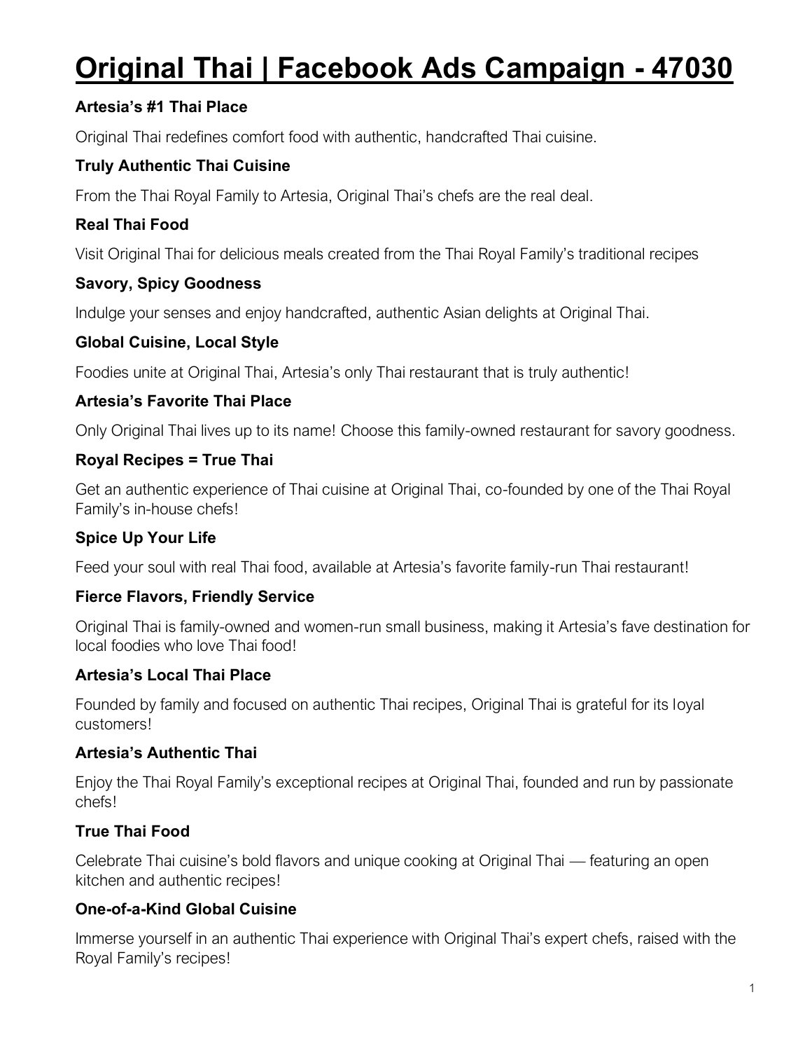# Original Thai | Facebook Ads Campaign - 47030

**Artesia's #1 Thai Place**

Original Thai redefines comfort food with authentic, handcrafted Thai cuisine.

**Truly Authentic Thai Cuisine**

From the Thai Royal Family to Artesia, Original Thai's chefs are the real deal.

**Real Thai Food**

Visit Original Thai for delicious meals created from the Thai Royal Family's traditional recipes

**Savory, Spicy Goodness**

Indulge your senses and enjoy handcrafted, authentic Asian delights at Original Thai.

**Global Cuisine, Local Style**

Foodies unite at Original Thai, Artesia's only Thai restaurant that is truly authentic!

**Artesia's Favorite Thai Place**

Only Original Thai lives up to its name! Choose this family-owned restaurant for savory goodness.

**Royal Recipes = True Thai**

Get an authentic experience of Thai cuisine at Original Thai, co-founded by one of the Thai Royal Family's in-house chefs!

**Spice Up Your Life**

Feed your soul with real Thai food, available at Artesia's favorite family-run Thai restaurant!

**Fierce Flavors, Friendly Service**

Original Thai is family-owned and women-run small business, making it Artesia's fave destination for local foodies who love Thai food!

**Artesia's Local Thai Place**

Founded by family and focused on authentic Thai recipes, Original Thai is grateful for its loyal customers!

**Artesia's Authentic Thai**

Enjoy the Thai Royal Family's exceptional recipes at Original Thai, founded and run by passionate chefs!

**True Thai Food**

Celebrate Thai cuisine's bold flavors and unique cooking at Original Thai — featuring an open kitchen and authentic recipes!

**One-of-a-Kind Global Cuisine**

Immerse yourself in an authentic Thai experience with Original Thai's expert chefs, raised with the Royal Family's recipes!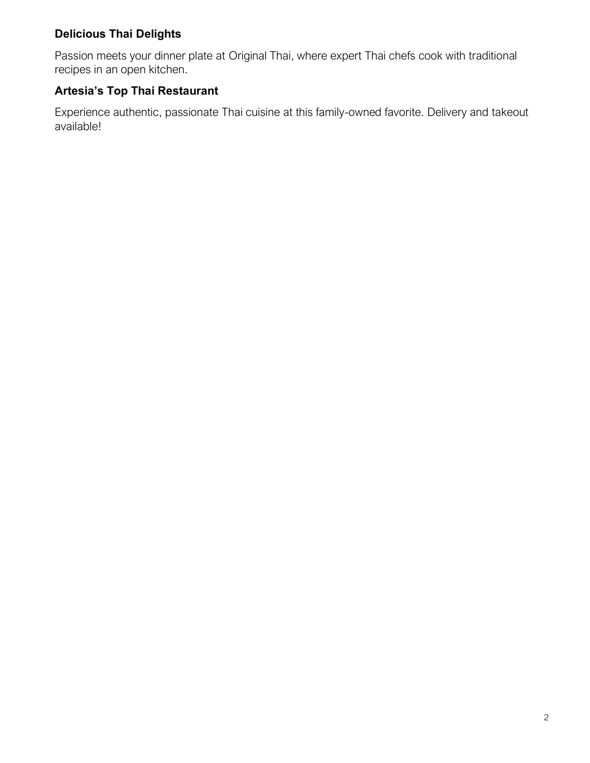### Delicious Thai Delights

Passion meets your dinner plate at Original Thai, where expert Thai chefs cook with traditional recipes in an open kitchen.

### Artesia's Top Thai Restaurant

Experience authentic, passionate Thai cuisine at this family-owned favorite. Delivery and takeout available!